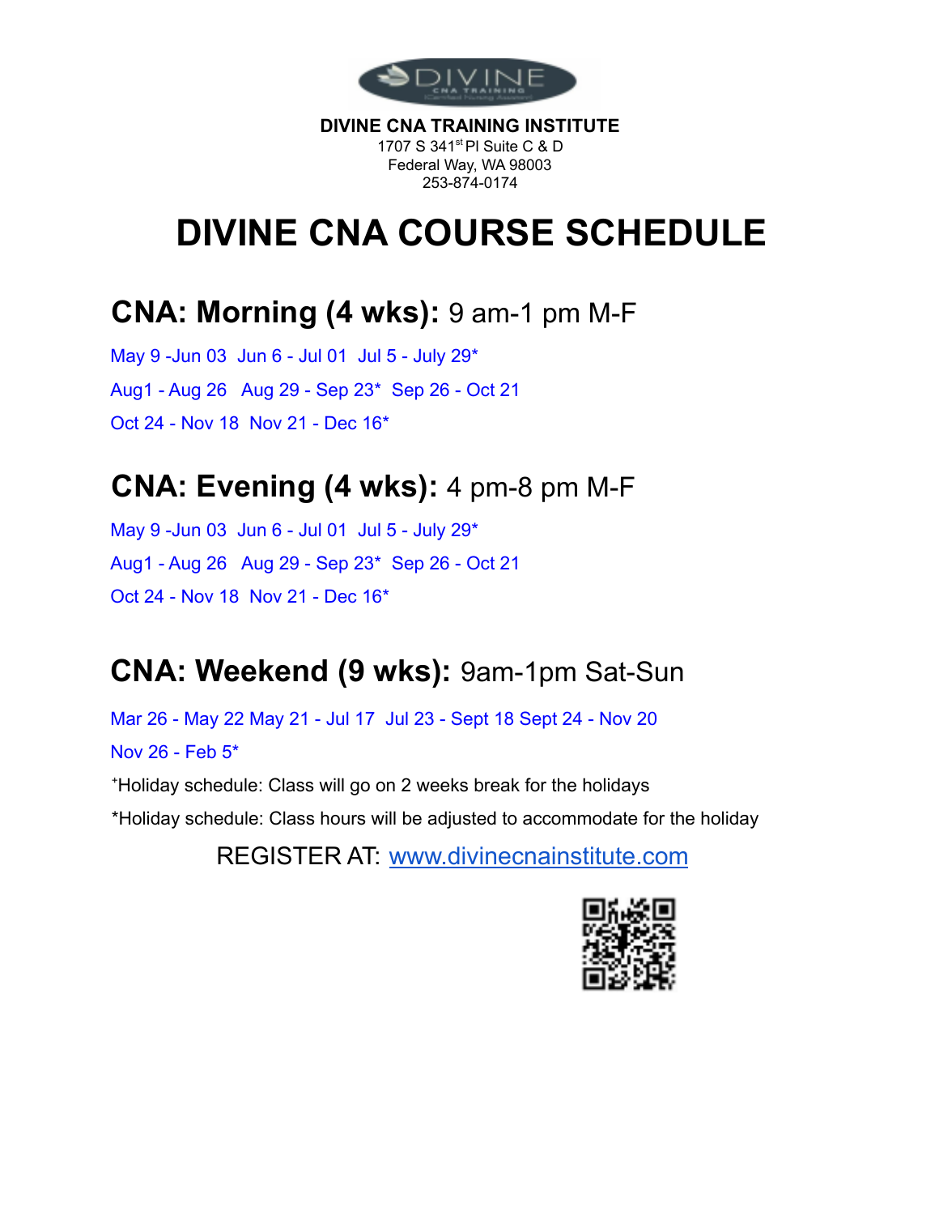**DIVINE CNA TRAINING INSTITUTE**
1707 S 341st Pl Suite C & D
Federal Way, WA 98003
253-874-0174

# DIVINE CNA COURSE SCHEDULE

## CNA: Morning (4 wks): 9 am-1 pm M-F

May 9 -Jun 03  Jun 6 - Jul 01  Jul 5 - July 29*
Aug1 - Aug 26  Aug 29 - Sep 23*  Sep 26 - Oct 21
Oct 24 - Nov 18  Nov 21 - Dec 16*

## CNA: Evening (4 wks): 4 pm-8 pm M-F

May 9 -Jun 03  Jun 6 - Jul 01  Jul 5 - July 29*
Aug1 - Aug 26  Aug 29 - Sep 23*  Sep 26 - Oct 21
Oct 24 - Nov 18  Nov 21 - Dec 16*

## CNA: Weekend (9 wks): 9am-1pm Sat-Sun

Mar 26 - May 22 May 21 - Jul 17  Jul 23 - Sept 18 Sept 24 - Nov 20
Nov 26 - Feb 5*

+Holiday schedule: Class will go on 2 weeks break for the holidays

*Holiday schedule: Class hours will be adjusted to accommodate for the holiday

REGISTER AT: www.divinecnainstitute.com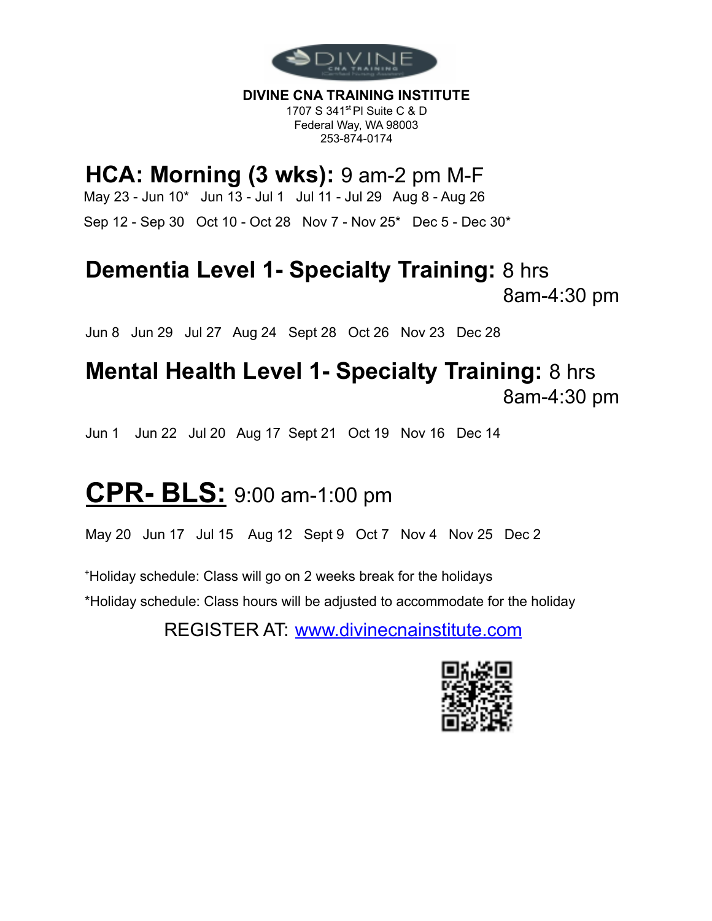**DIVINE CNA TRAINING INSTITUTE**

1707 S 341st Pl Suite C & D
Federal Way, WA 98003
253-874-0174

## HCA: Morning (3 wks): 9 am-2 pm M-F

May 23 - Jun 10*   Jun 13 - Jul 1   Jul 11 - Jul 29   Aug 8 - Aug 26

Sep 12 - Sep 30   Oct 10 - Oct 28   Nov 7 - Nov 25*   Dec 5 - Dec 30*

## Dementia Level 1- Specialty Training: 8 hrs

8am-4:30 pm

Jun 8   Jun 29   Jul 27   Aug 24   Sept 28   Oct 26   Nov 23   Dec 28

## Mental Health Level 1- Specialty Training: 8 hrs

8am-4:30 pm

Jun 1   Jun 22   Jul 20   Aug 17   Sept 21   Oct 19   Nov 16   Dec 14

## CPR- BLS: 9:00 am-1:00 pm

May 20   Jun 17   Jul 15   Aug 12   Sept 9   Oct 7   Nov 4   Nov 25   Dec 2

+Holiday schedule: Class will go on 2 weeks break for the holidays

*Holiday schedule: Class hours will be adjusted to accommodate for the holiday

REGISTER AT: www.divinecnainstitute.com